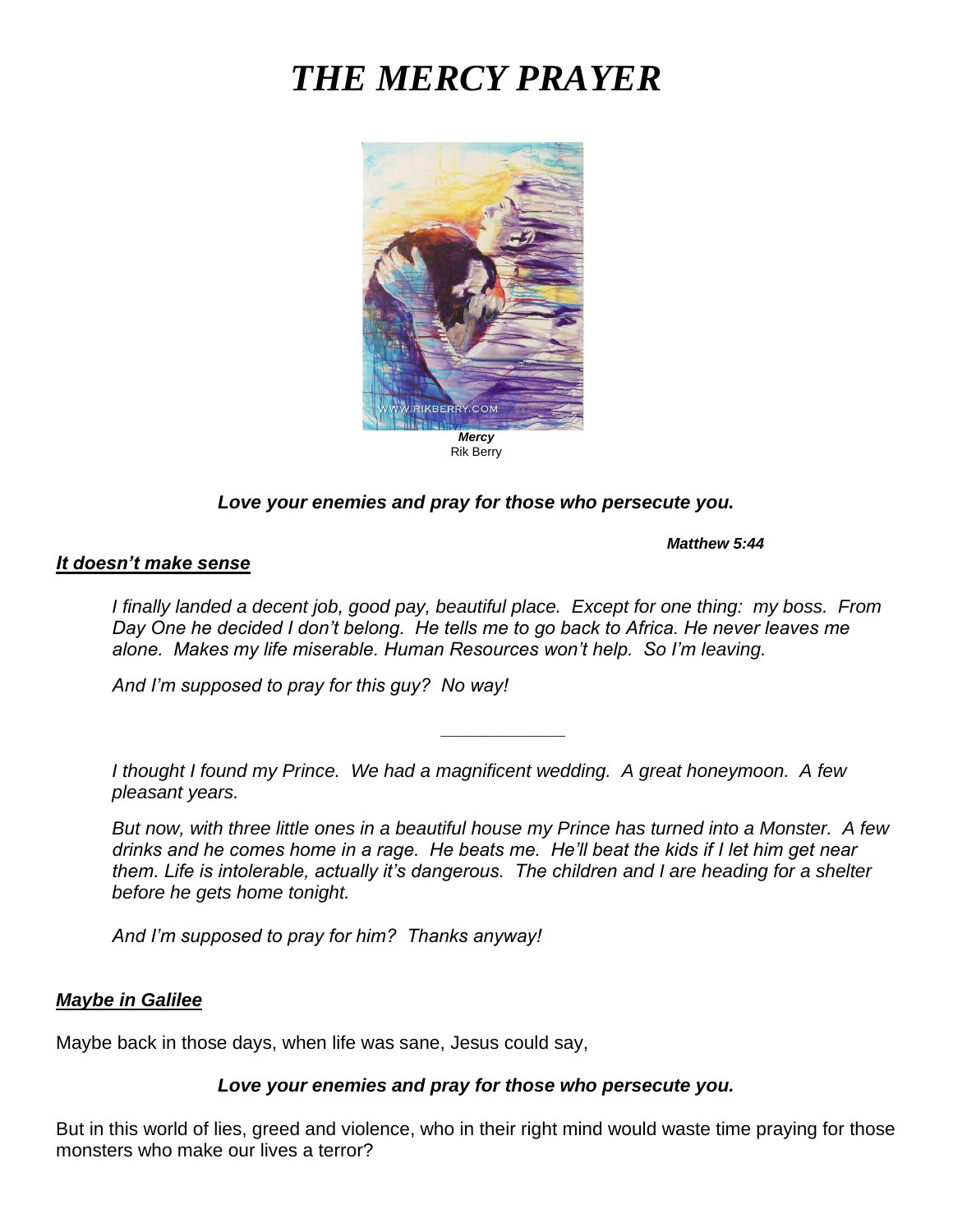# *THE MERCY PRAYER*

***Mercy***
Rik Berry

***Love your enemies and pray for those who persecute you.***

***Matthew 5:44***

## ***It doesn't make sense***

*I finally landed a decent job, good pay, beautiful place. Except for one thing: my boss. From Day One he decided I don't belong. He tells me to go back to Africa. He never leaves me alone. Makes my life miserable. Human Resources won't help. So I'm leaving.*

*And I'm supposed to pray for this guy? No way!*

---

*I thought I found my Prince. We had a magnificent wedding. A great honeymoon. A few pleasant years.*

*But now, with three little ones in a beautiful house my Prince has turned into a Monster. A few drinks and he comes home in a rage. He beats me. He'll beat the kids if I let him get near them. Life is intolerable, actually it's dangerous. The children and I are heading for a shelter before he gets home tonight.*

*And I'm supposed to pray for him? Thanks anyway!*

## ***Maybe in Galilee***

Maybe back in those days, when life was sane, Jesus could say,

***Love your enemies and pray for those who persecute you.***

But in this world of lies, greed and violence, who in their right mind would waste time praying for those monsters who make our lives a terror?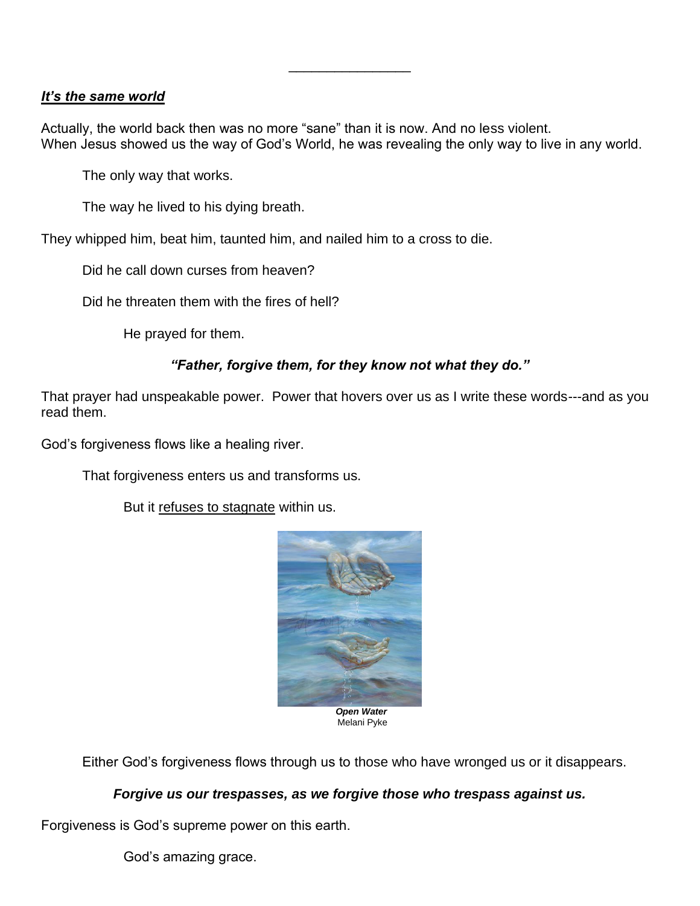---

***It's the same world***

Actually, the world back then was no more "sane" than it is now. And no less violent.
When Jesus showed us the way of God's World, he was revealing the only way to live in any world.

The only way that works.

The way he lived to his dying breath.

They whipped him, beat him, taunted him, and nailed him to a cross to die.

Did he call down curses from heaven?

Did he threaten them with the fires of hell?

He prayed for them.

***"Father, forgive them, for they know not what they do."***

That prayer had unspeakable power. Power that hovers over us as I write these words---and as you read them.

God's forgiveness flows like a healing river.

That forgiveness enters us and transforms us.

But it refuses to stagnate within us.

***Open Water***
Melani Pyke

Either God's forgiveness flows through us to those who have wronged us or it disappears.

***Forgive us our trespasses, as we forgive those who trespass against us.***

Forgiveness is God's supreme power on this earth.

God's amazing grace.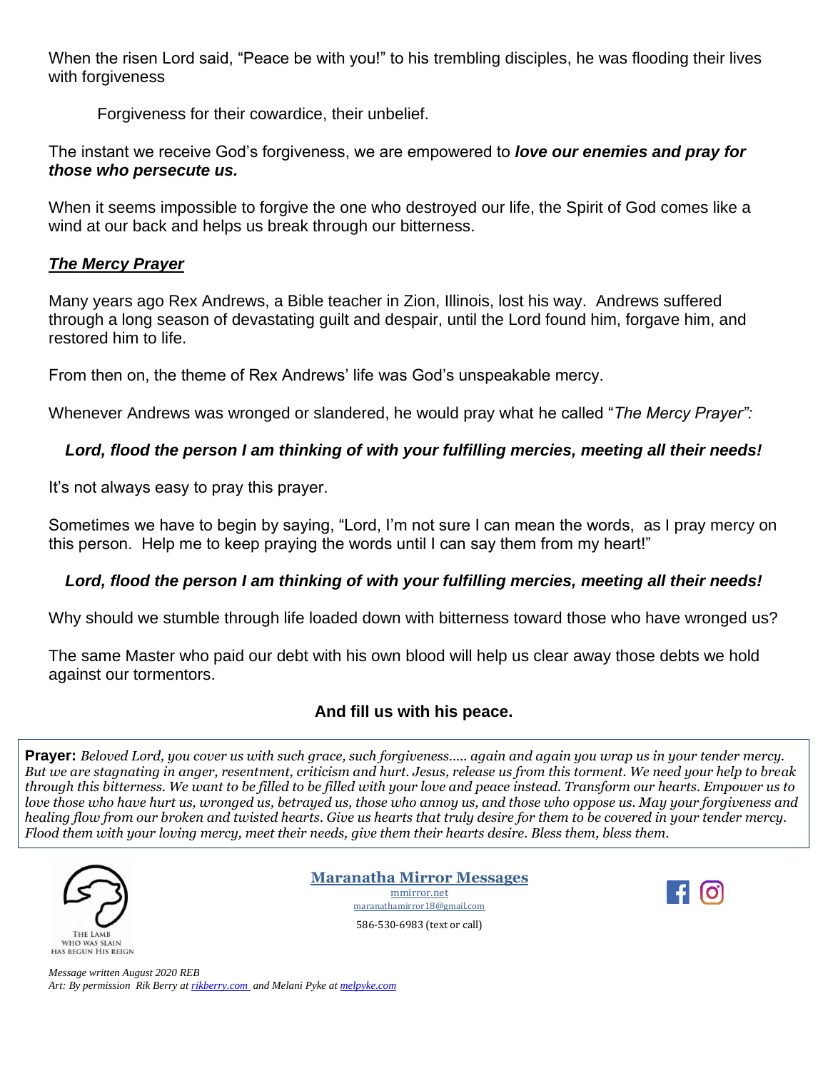When the risen Lord said, "Peace be with you!" to his trembling disciples, he was flooding their lives with forgiveness

Forgiveness for their cowardice, their unbelief.

The instant we receive God's forgiveness, we are empowered to ***love our enemies and pray for those who persecute us.***

When it seems impossible to forgive the one who destroyed our life, the Spirit of God comes like a wind at our back and helps us break through our bitterness.

***The Mercy Prayer***

Many years ago Rex Andrews, a Bible teacher in Zion, Illinois, lost his way. Andrews suffered through a long season of devastating guilt and despair, until the Lord found him, forgave him, and restored him to life.

From then on, the theme of Rex Andrews' life was God's unspeakable mercy.

Whenever Andrews was wronged or slandered, he would pray what he called "*The Mercy Prayer":*

***Lord, flood the person I am thinking of with your fulfilling mercies, meeting all their needs!***

It's not always easy to pray this prayer.

Sometimes we have to begin by saying, "Lord, I'm not sure I can mean the words, as I pray mercy on this person. Help me to keep praying the words until I can say them from my heart!"

***Lord, flood the person I am thinking of with your fulfilling mercies, meeting all their needs!***

Why should we stumble through life loaded down with bitterness toward those who have wronged us?

The same Master who paid our debt with his own blood will help us clear away those debts we hold against our tormentors.

**And fill us with his peace.**

**Prayer:** *Beloved Lord, you cover us with such grace, such forgiveness..... again and again you wrap us in your tender mercy. But we are stagnating in anger, resentment, criticism and hurt. Jesus, release us from this torment. We need your help to break through this bitterness. We want to be filled to be filled with your love and peace instead. Transform our hearts. Empower us to love those who have hurt us, wronged us, betrayed us, those who annoy us, and those who oppose us. May your forgiveness and healing flow from our broken and twisted hearts. Give us hearts that truly desire for them to be covered in your tender mercy. Flood them with your loving mercy, meet their needs, give them their hearts desire. Bless them, bless them.*

THE LAMB WHO WAS SLAIN HAS BEGUN HIS REIGN

**Maranatha Mirror Messages**
mmirror.net
maranathamirror18@gmail.com
586-530-6983 (text or call)

*Message written August 2020 REB*
*Art: By permission Rik Berry at rikberry.com and Melani Pyke at melpyke.com*